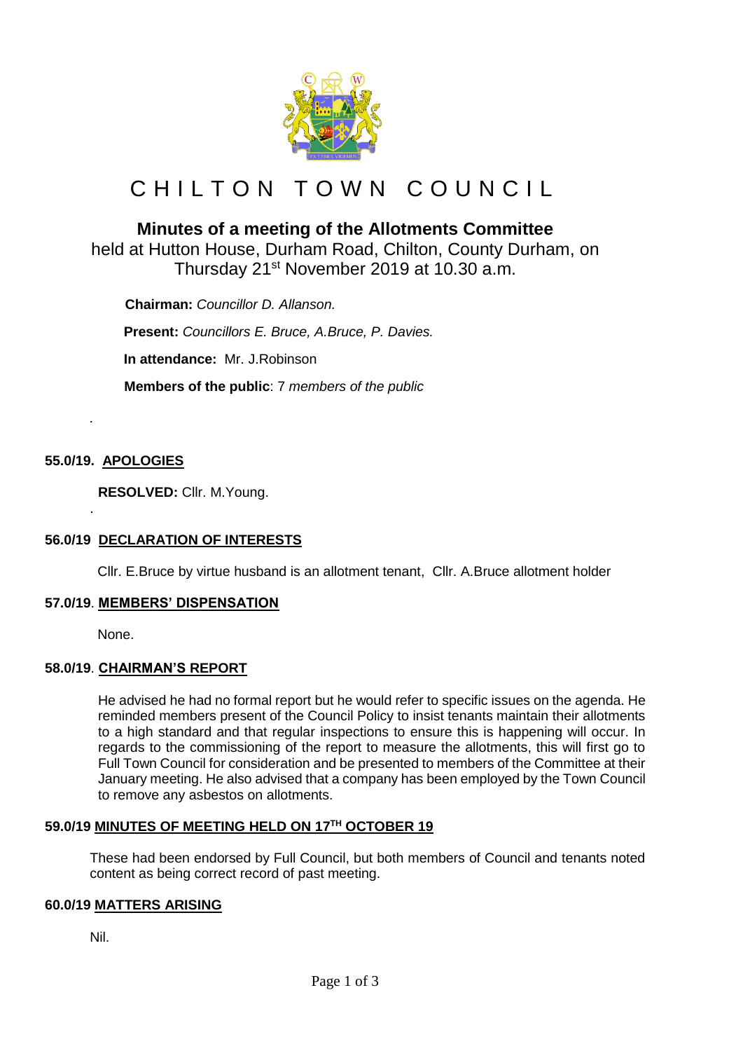# CHILTON TOWN COUNCIL

## Minutes of a meeting of the Allotments Committee

held at Hutton House, Durham Road, Chilton, County Durham, on Thursday 21st November 2019 at 10.30 a.m.

**Chairman:** *Councillor D. Allanson.*

**Present:** *Councillors E. Bruce, A.Bruce, P. Davies.*

**In attendance:** Mr. J.Robinson

**Members of the public**: 7 *members of the public*

### 55.0/19. APOLOGIES

**RESOLVED:** Cllr. M.Young.

### 56.0/19 DECLARATION OF INTERESTS

Cllr. E.Bruce by virtue husband is an allotment tenant, Cllr. A.Bruce allotment holder

### 57.0/19. MEMBERS' DISPENSATION

None.

### 58.0/19. CHAIRMAN'S REPORT

He advised he had no formal report but he would refer to specific issues on the agenda. He reminded members present of the Council Policy to insist tenants maintain their allotments to a high standard and that regular inspections to ensure this is happening will occur. In regards to the commissioning of the report to measure the allotments, this will first go to Full Town Council for consideration and be presented to members of the Committee at their January meeting. He also advised that a company has been employed by the Town Council to remove any asbestos on allotments.

### 59.0/19 MINUTES OF MEETING HELD ON 17TH OCTOBER 19

These had been endorsed by Full Council, but both members of Council and tenants noted content as being correct record of past meeting.

### 60.0/19 MATTERS ARISING

Nil.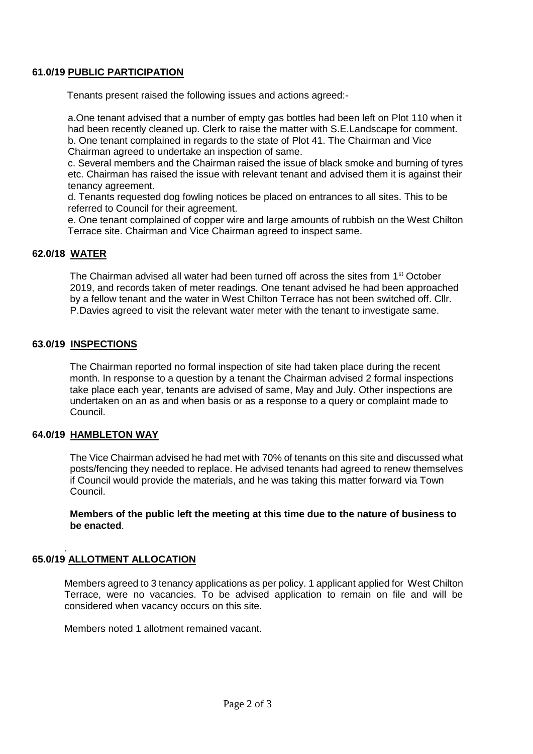**61.0/19 PUBLIC PARTICIPATION**

Tenants present raised the following issues and actions agreed:-

a.One tenant advised that a number of empty gas bottles had been left on Plot 110 when it had been recently cleaned up. Clerk to raise the matter with S.E.Landscape for comment.
b. One tenant complained in regards to the state of Plot 41. The Chairman and Vice Chairman agreed to undertake an inspection of same.
c. Several members and the Chairman raised the issue of black smoke and burning of tyres etc. Chairman has raised the issue with relevant tenant and advised them it is against their tenancy agreement.
d. Tenants requested dog fowling notices be placed on entrances to all sites. This to be referred to Council for their agreement.
e. One tenant complained of copper wire and large amounts of rubbish on the West Chilton Terrace site. Chairman and Vice Chairman agreed to inspect same.

**62.0/18 WATER**

The Chairman advised all water had been turned off across the sites from 1st October 2019, and records taken of meter readings. One tenant advised he had been approached by a fellow tenant and the water in West Chilton Terrace has not been switched off. Cllr. P.Davies agreed to visit the relevant water meter with the tenant to investigate same.

**63.0/19 INSPECTIONS**

The Chairman reported no formal inspection of site had taken place during the recent month. In response to a question by a tenant the Chairman advised 2 formal inspections take place each year, tenants are advised of same, May and July. Other inspections are undertaken on an as and when basis or as a response to a query or complaint made to Council.

**64.0/19 HAMBLETON WAY**

The Vice Chairman advised he had met with 70% of tenants on this site and discussed what posts/fencing they needed to replace. He advised tenants had agreed to renew themselves if Council would provide the materials, and he was taking this matter forward via Town Council.

**Members of the public left the meeting at this time due to the nature of business to be enacted**.

.

**65.0/19 ALLOTMENT ALLOCATION**

Members agreed to 3 tenancy applications as per policy. 1 applicant applied for West Chilton Terrace, were no vacancies. To be advised application to remain on file and will be considered when vacancy occurs on this site.

Members noted 1 allotment remained vacant.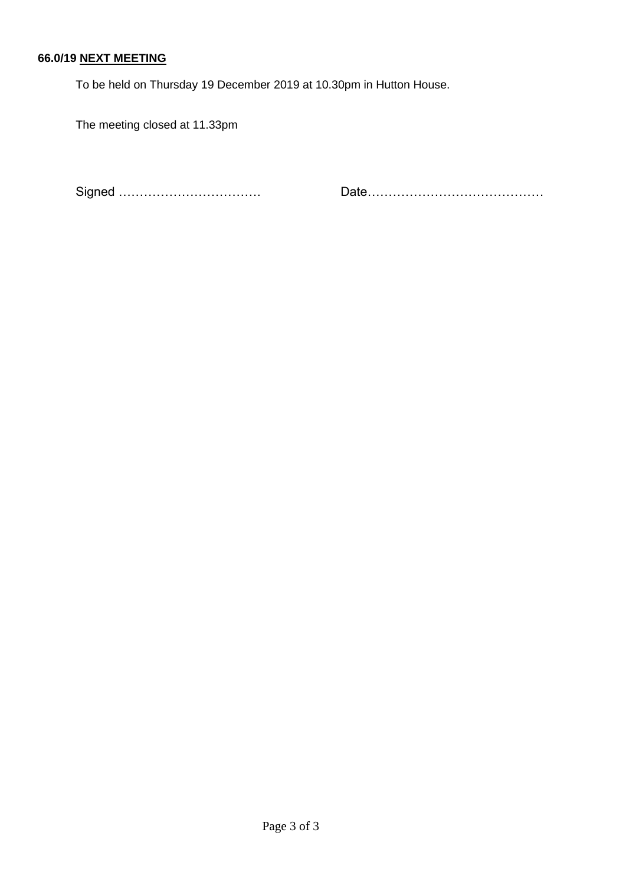**66.0/19 NEXT MEETING**

To be held on Thursday 19 December 2019 at 10.30pm in Hutton House.

The meeting closed at 11.33pm

Signed ……………………………  Date……………………………………